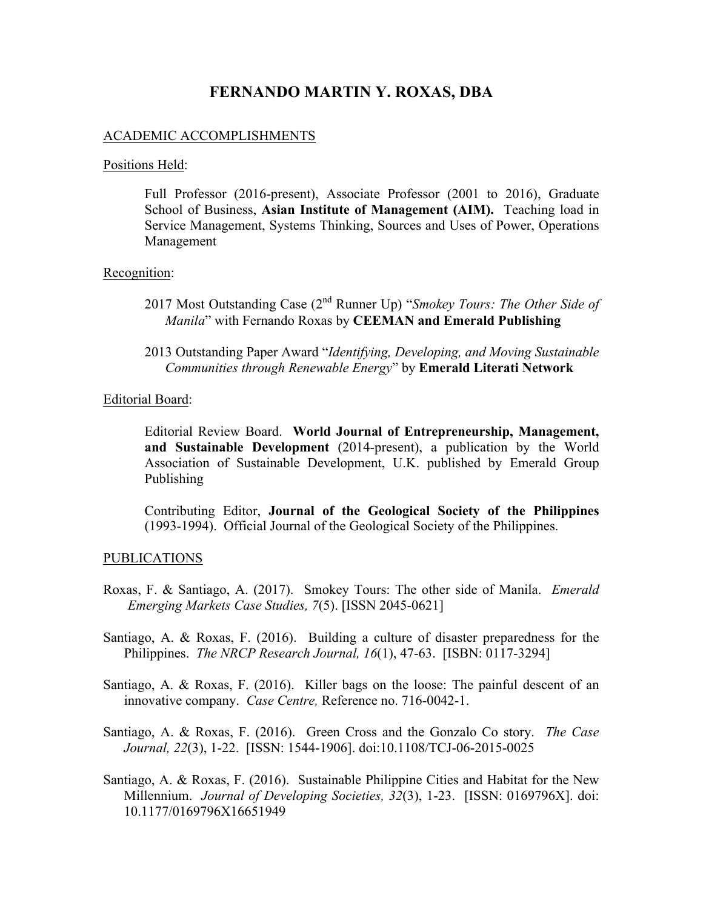# FERNANDO MARTIN Y. ROXAS, DBA

## ACADEMIC ACCOMPLISHMENTS

### Positions Held:

Full Professor (2016-present), Associate Professor (2001 to 2016), Graduate School of Business, **Asian Institute of Management (AIM).** Teaching load in Service Management, Systems Thinking, Sources and Uses of Power, Operations Management

### Recognition:

2017 Most Outstanding Case (2nd Runner Up) "*Smokey Tours: The Other Side of Manila*" with Fernando Roxas by **CEEMAN and Emerald Publishing**

2013 Outstanding Paper Award "*Identifying, Developing, and Moving Sustainable Communities through Renewable Energy*" by **Emerald Literati Network**

### Editorial Board:

Editorial Review Board. **World Journal of Entrepreneurship, Management, and Sustainable Development** (2014-present), a publication by the World Association of Sustainable Development, U.K. published by Emerald Group Publishing

Contributing Editor, **Journal of the Geological Society of the Philippines** (1993-1994). Official Journal of the Geological Society of the Philippines.

## PUBLICATIONS

Roxas, F. & Santiago, A. (2017). Smokey Tours: The other side of Manila. *Emerald Emerging Markets Case Studies, 7*(5). [ISSN 2045-0621]

Santiago, A. & Roxas, F. (2016). Building a culture of disaster preparedness for the Philippines. *The NRCP Research Journal, 16*(1), 47-63. [ISBN: 0117-3294]

Santiago, A. & Roxas, F. (2016). Killer bags on the loose: The painful descent of an innovative company. *Case Centre,* Reference no. 716-0042-1.

Santiago, A. & Roxas, F. (2016). Green Cross and the Gonzalo Co story. *The Case Journal, 22*(3), 1-22. [ISSN: 1544-1906]. doi:10.1108/TCJ-06-2015-0025

Santiago, A. & Roxas, F. (2016). Sustainable Philippine Cities and Habitat for the New Millennium. *Journal of Developing Societies, 32*(3), 1-23. [ISSN: 0169796X]. doi: 10.1177/0169796X16651949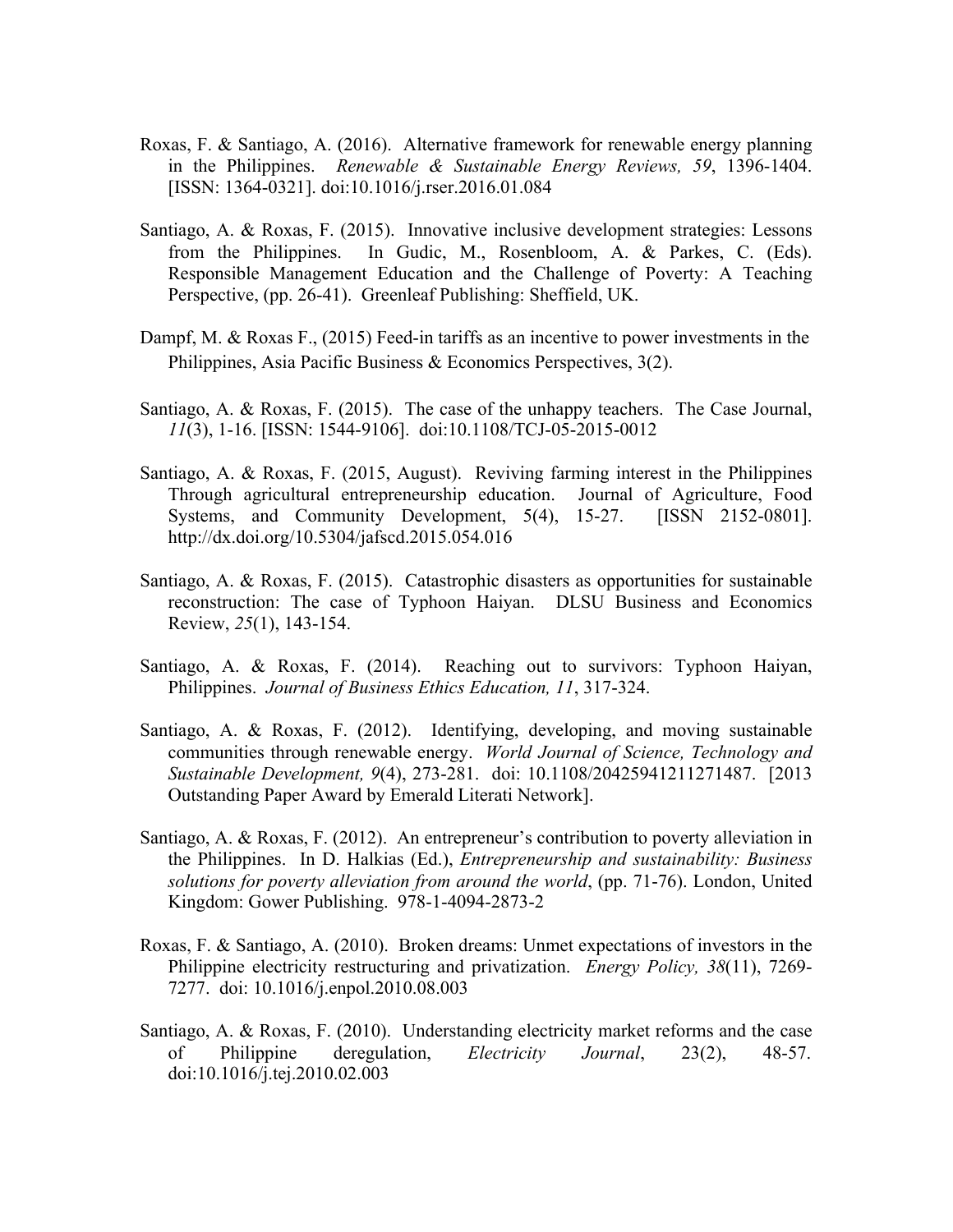Roxas, F. & Santiago, A. (2016). Alternative framework for renewable energy planning in the Philippines. *Renewable & Sustainable Energy Reviews, 59*, 1396-1404. [ISSN: 1364-0321]. doi:10.1016/j.rser.2016.01.084

Santiago, A. & Roxas, F. (2015). Innovative inclusive development strategies: Lessons from the Philippines. In Gudic, M., Rosenbloom, A. & Parkes, C. (Eds). Responsible Management Education and the Challenge of Poverty: A Teaching Perspective, (pp. 26-41). Greenleaf Publishing: Sheffield, UK.

Dampf, M. & Roxas F., (2015) Feed-in tariffs as an incentive to power investments in the Philippines, Asia Pacific Business & Economics Perspectives, 3(2).

Santiago, A. & Roxas, F. (2015). The case of the unhappy teachers. The Case Journal, *11*(3), 1-16. [ISSN: 1544-9106]. doi:10.1108/TCJ-05-2015-0012

Santiago, A. & Roxas, F. (2015, August). Reviving farming interest in the Philippines Through agricultural entrepreneurship education. Journal of Agriculture, Food Systems, and Community Development, 5(4), 15-27. [ISSN 2152-0801]. http://dx.doi.org/10.5304/jafscd.2015.054.016

Santiago, A. & Roxas, F. (2015). Catastrophic disasters as opportunities for sustainable reconstruction: The case of Typhoon Haiyan. DLSU Business and Economics Review, *25*(1), 143-154.

Santiago, A. & Roxas, F. (2014). Reaching out to survivors: Typhoon Haiyan, Philippines. *Journal of Business Ethics Education, 11*, 317-324.

Santiago, A. & Roxas, F. (2012). Identifying, developing, and moving sustainable communities through renewable energy. *World Journal of Science, Technology and Sustainable Development, 9*(4), 273-281. doi: 10.1108/20425941211271487. [2013 Outstanding Paper Award by Emerald Literati Network].

Santiago, A. & Roxas, F. (2012). An entrepreneur's contribution to poverty alleviation in the Philippines. In D. Halkias (Ed.), *Entrepreneurship and sustainability: Business solutions for poverty alleviation from around the world*, (pp. 71-76). London, United Kingdom: Gower Publishing. 978-1-4094-2873-2

Roxas, F. & Santiago, A. (2010). Broken dreams: Unmet expectations of investors in the Philippine electricity restructuring and privatization. *Energy Policy, 38*(11), 7269-7277. doi: 10.1016/j.enpol.2010.08.003

Santiago, A. & Roxas, F. (2010). Understanding electricity market reforms and the case of Philippine deregulation, *Electricity Journal*, 23(2), 48-57. doi:10.1016/j.tej.2010.02.003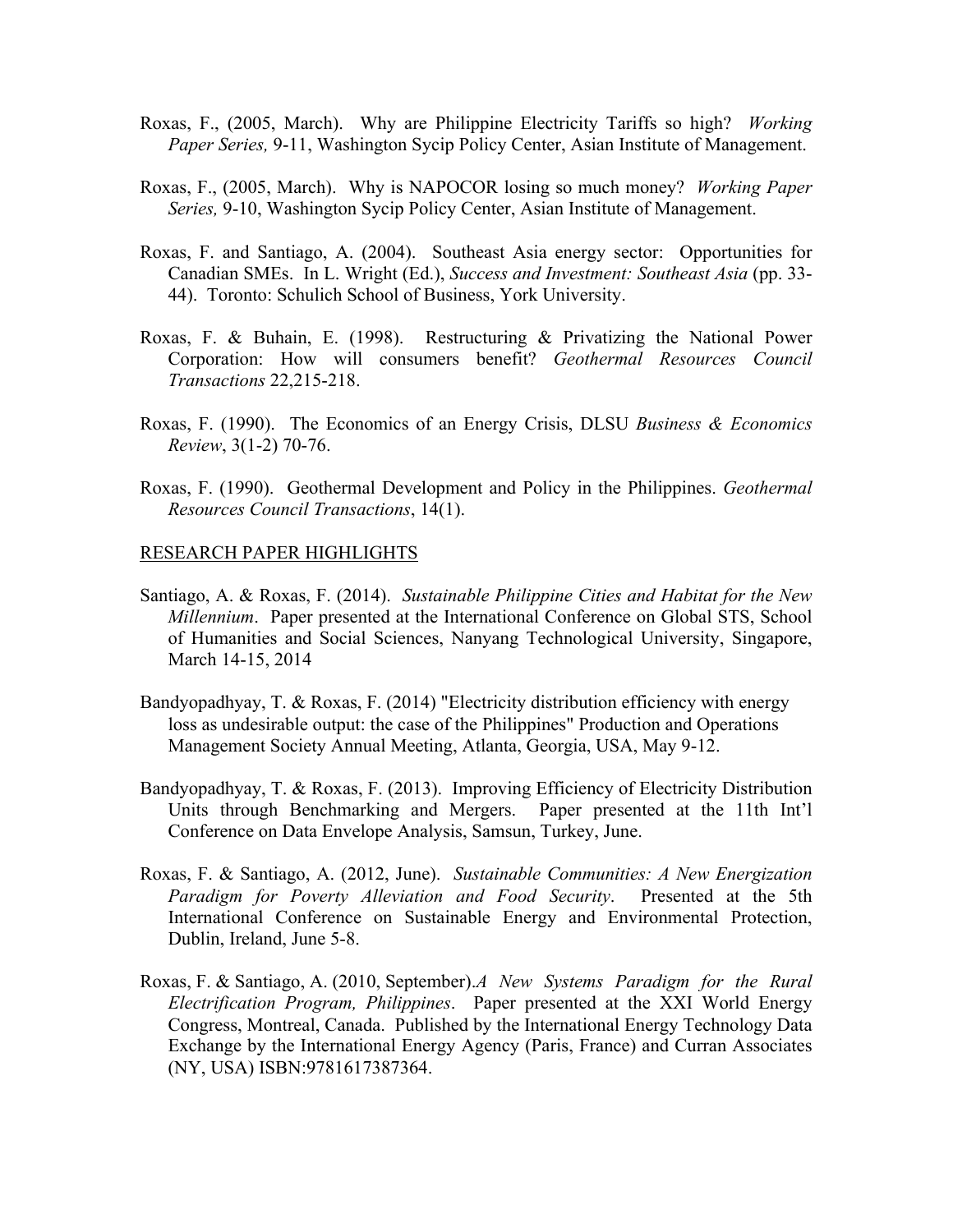Roxas, F., (2005, March). Why are Philippine Electricity Tariffs so high? *Working Paper Series,* 9-11, Washington Sycip Policy Center, Asian Institute of Management.

Roxas, F., (2005, March). Why is NAPOCOR losing so much money? *Working Paper Series,* 9-10, Washington Sycip Policy Center, Asian Institute of Management.

Roxas, F. and Santiago, A. (2004). Southeast Asia energy sector: Opportunities for Canadian SMEs. In L. Wright (Ed.), *Success and Investment: Southeast Asia* (pp. 33-44). Toronto: Schulich School of Business, York University.

Roxas, F. & Buhain, E. (1998). Restructuring & Privatizing the National Power Corporation: How will consumers benefit? *Geothermal Resources Council Transactions* 22,215-218.

Roxas, F. (1990). The Economics of an Energy Crisis, DLSU *Business & Economics Review*, 3(1-2) 70-76.

Roxas, F. (1990). Geothermal Development and Policy in the Philippines. *Geothermal Resources Council Transactions*, 14(1).

RESEARCH PAPER HIGHLIGHTS

Santiago, A. & Roxas, F. (2014). *Sustainable Philippine Cities and Habitat for the New Millennium*. Paper presented at the International Conference on Global STS, School of Humanities and Social Sciences, Nanyang Technological University, Singapore, March 14-15, 2014

Bandyopadhyay, T. & Roxas, F. (2014) "Electricity distribution efficiency with energy loss as undesirable output: the case of the Philippines" Production and Operations Management Society Annual Meeting, Atlanta, Georgia, USA, May 9-12.

Bandyopadhyay, T. & Roxas, F. (2013). Improving Efficiency of Electricity Distribution Units through Benchmarking and Mergers. Paper presented at the 11th Int'l Conference on Data Envelope Analysis, Samsun, Turkey, June.

Roxas, F. & Santiago, A. (2012, June). *Sustainable Communities: A New Energization Paradigm for Poverty Alleviation and Food Security*. Presented at the 5th International Conference on Sustainable Energy and Environmental Protection, Dublin, Ireland, June 5-8.

Roxas, F. & Santiago, A. (2010, September).*A New Systems Paradigm for the Rural Electrification Program, Philippines*. Paper presented at the XXI World Energy Congress, Montreal, Canada. Published by the International Energy Technology Data Exchange by the International Energy Agency (Paris, France) and Curran Associates (NY, USA) ISBN:9781617387364.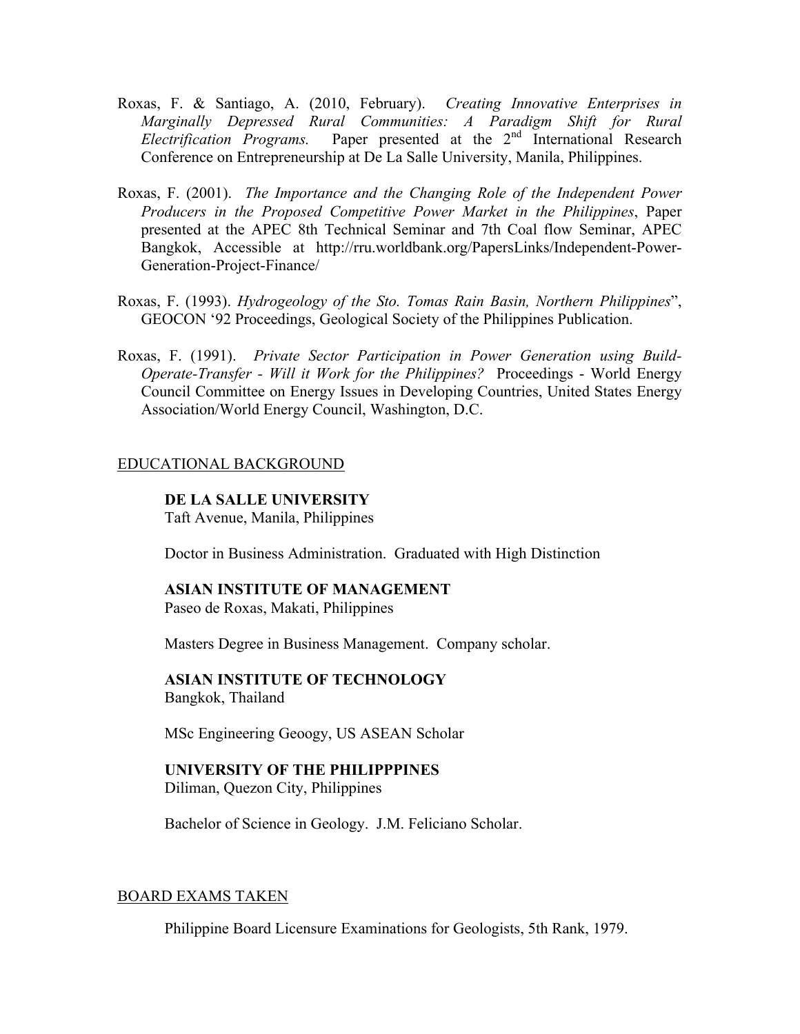Roxas, F. & Santiago, A. (2010, February). *Creating Innovative Enterprises in Marginally Depressed Rural Communities: A Paradigm Shift for Rural Electrification Programs.* Paper presented at the 2nd International Research Conference on Entrepreneurship at De La Salle University, Manila, Philippines.

Roxas, F. (2001). *The Importance and the Changing Role of the Independent Power Producers in the Proposed Competitive Power Market in the Philippines*, Paper presented at the APEC 8th Technical Seminar and 7th Coal flow Seminar, APEC Bangkok, Accessible at http://rru.worldbank.org/PapersLinks/Independent-Power-Generation-Project-Finance/

Roxas, F. (1993). *Hydrogeology of the Sto. Tomas Rain Basin, Northern Philippines*", GEOCON '92 Proceedings, Geological Society of the Philippines Publication.

Roxas, F. (1991). *Private Sector Participation in Power Generation using Build-Operate-Transfer - Will it Work for the Philippines?* Proceedings - World Energy Council Committee on Energy Issues in Developing Countries, United States Energy Association/World Energy Council, Washington, D.C.

## EDUCATIONAL BACKGROUND

**DE LA SALLE UNIVERSITY**
Taft Avenue, Manila, Philippines

Doctor in Business Administration. Graduated with High Distinction

**ASIAN INSTITUTE OF MANAGEMENT**
Paseo de Roxas, Makati, Philippines

Masters Degree in Business Management. Company scholar.

**ASIAN INSTITUTE OF TECHNOLOGY**
Bangkok, Thailand

MSc Engineering Geoogy, US ASEAN Scholar

**UNIVERSITY OF THE PHILIPPPINES**
Diliman, Quezon City, Philippines

Bachelor of Science in Geology. J.M. Feliciano Scholar.

## BOARD EXAMS TAKEN

Philippine Board Licensure Examinations for Geologists, 5th Rank, 1979.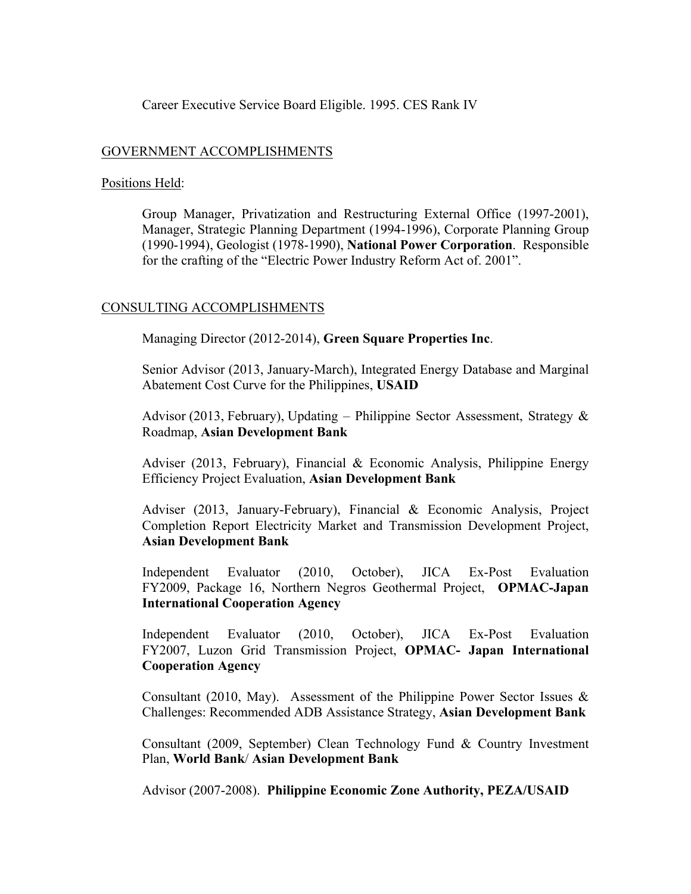Career Executive Service Board Eligible. 1995. CES Rank IV

GOVERNMENT ACCOMPLISHMENTS

Positions Held:

Group Manager, Privatization and Restructuring External Office (1997-2001), Manager, Strategic Planning Department (1994-1996), Corporate Planning Group (1990-1994), Geologist (1978-1990), **National Power Corporation**. Responsible for the crafting of the "Electric Power Industry Reform Act of. 2001".

CONSULTING ACCOMPLISHMENTS

Managing Director (2012-2014), **Green Square Properties Inc**.

Senior Advisor (2013, January-March), Integrated Energy Database and Marginal Abatement Cost Curve for the Philippines, **USAID**

Advisor (2013, February), Updating – Philippine Sector Assessment, Strategy & Roadmap, **Asian Development Bank**

Adviser (2013, February), Financial & Economic Analysis, Philippine Energy Efficiency Project Evaluation, **Asian Development Bank**

Adviser (2013, January-February), Financial & Economic Analysis, Project Completion Report Electricity Market and Transmission Development Project, **Asian Development Bank**

Independent Evaluator (2010, October), JICA Ex-Post Evaluation FY2009, Package 16, Northern Negros Geothermal Project, **OPMAC-Japan International Cooperation Agency**

Independent Evaluator (2010, October), JICA Ex-Post Evaluation FY2007, Luzon Grid Transmission Project, **OPMAC- Japan International Cooperation Agency**

Consultant (2010, May). Assessment of the Philippine Power Sector Issues & Challenges: Recommended ADB Assistance Strategy, **Asian Development Bank**

Consultant (2009, September) Clean Technology Fund & Country Investment Plan, **World Bank**/ **Asian Development Bank**

Advisor (2007-2008). **Philippine Economic Zone Authority, PEZA/USAID**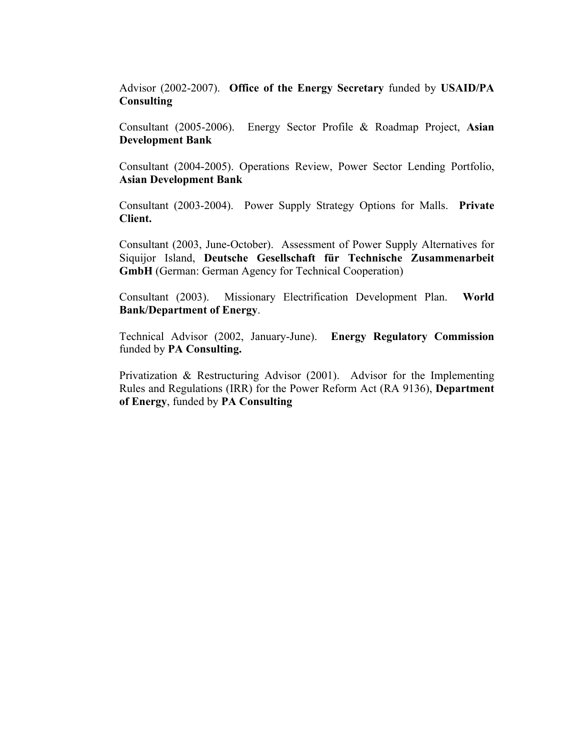Advisor (2002-2007). **Office of the Energy Secretary** funded by **USAID/PA Consulting**

Consultant (2005-2006). Energy Sector Profile & Roadmap Project, **Asian Development Bank**

Consultant (2004-2005). Operations Review, Power Sector Lending Portfolio, **Asian Development Bank**

Consultant (2003-2004). Power Supply Strategy Options for Malls. **Private Client.**

Consultant (2003, June-October). Assessment of Power Supply Alternatives for Siquijor Island, **Deutsche Gesellschaft für Technische Zusammenarbeit GmbH** (German: German Agency for Technical Cooperation)

Consultant (2003). Missionary Electrification Development Plan. **World Bank/Department of Energy**.

Technical Advisor (2002, January-June). **Energy Regulatory Commission** funded by **PA Consulting.**

Privatization & Restructuring Advisor (2001). Advisor for the Implementing Rules and Regulations (IRR) for the Power Reform Act (RA 9136), **Department of Energy**, funded by **PA Consulting**